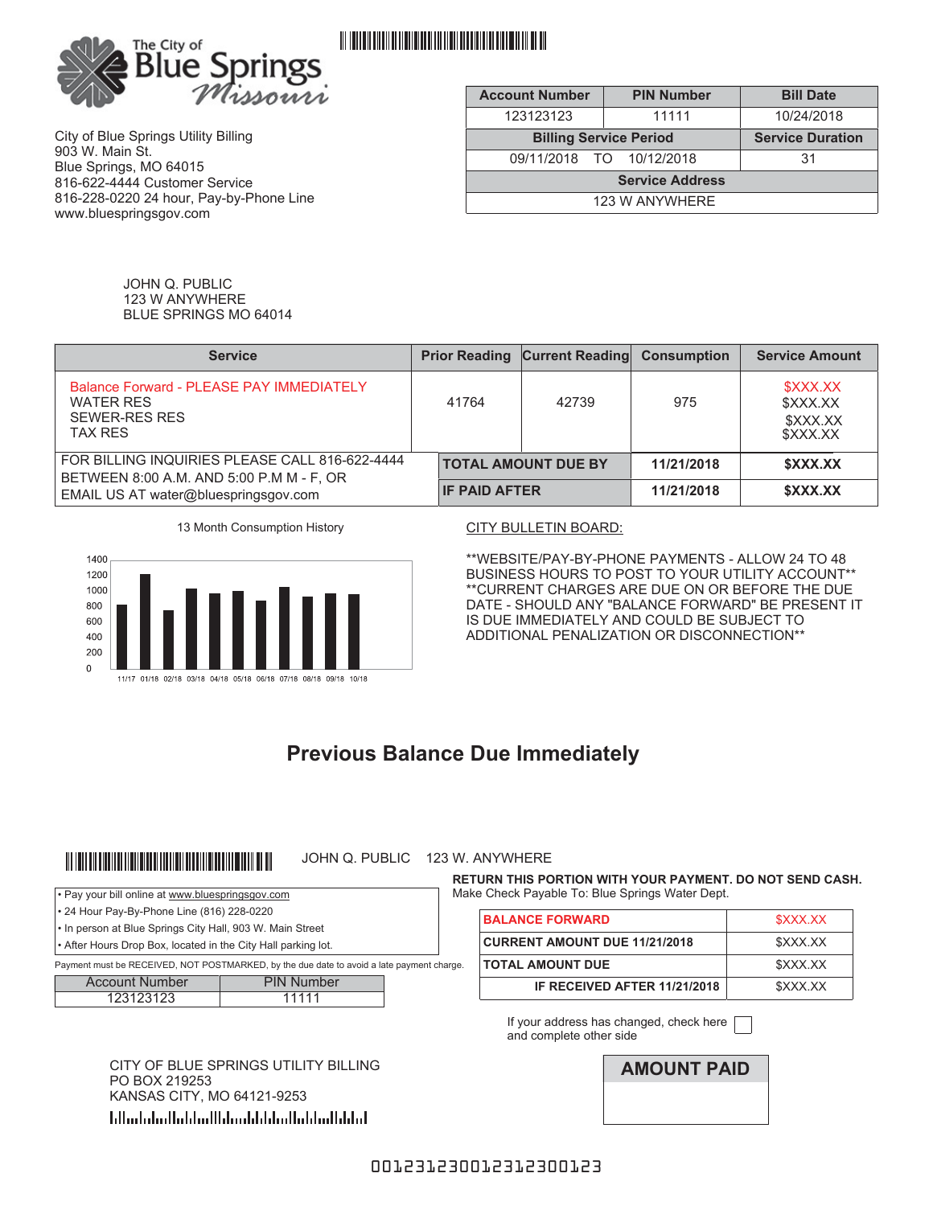The City of Blue Springs Missouri

City of Blue Springs Utility Billing
903 W. Main St.
Blue Springs, MO 64015
816-622-4444 Customer Service
816-228-0220 24 hour, Pay-by-Phone Line
www.bluespringsgov.com

| Account Number | PIN Number | Bill Date |
|---|---|---|
| 123123123 | 11111 | 10/24/2018 |
| **Billing Service Period** | | **Service Duration** |
| 09/11/2018 TO 10/12/2018 | | 31 |
| **Service Address** | | |
| 123 W ANYWHERE | | |

JOHN Q. PUBLIC
123 W ANYWHERE
BLUE SPRINGS MO 64014

| Service | Prior Reading | Current Reading | Consumption | Service Amount |
|---|---|---|---|---|
| Balance Forward - PLEASE PAY IMMEDIATELY | | | | $XXX.XX |
| WATER RES | 41764 | 42739 | 975 | $XXX.XX |
| SEWER-RES RES | | | | $XXX.XX |
| TAX RES | | | | $XXX.XX |
| FOR BILLING INQUIRIES PLEASE CALL 816-622-4444 BETWEEN 8:00 A.M. AND 5:00 P.M M - F, OR EMAIL US AT water@bluespringsgov.com | **TOTAL AMOUNT DUE BY** | | **11/21/2018** | **$XXX.XX** |
| | **IF PAID AFTER** | | **11/21/2018** | **$XXX.XX** |

13 Month Consumption History

CITY BULLETIN BOARD:

**WEBSITE/PAY-BY-PHONE PAYMENTS - ALLOW 24 TO 48 BUSINESS HOURS TO POST TO YOUR UTILITY ACCOUNT**
**CURRENT CHARGES ARE DUE ON OR BEFORE THE DUE DATE - SHOULD ANY "BALANCE FORWARD" BE PRESENT IT IS DUE IMMEDIATELY AND COULD BE SUBJECT TO ADDITIONAL PENALIZATION OR DISCONNECTION**

## Previous Balance Due Immediately

JOHN Q. PUBLIC 123 W. ANYWHERE

- Pay your bill online at www.bluespringsgov.com
- 24 Hour Pay-By-Phone Line (816) 228-0220
- In person at Blue Springs City Hall, 903 W. Main Street
- After Hours Drop Box, located in the City Hall parking lot.

Payment must be RECEIVED, NOT POSTMARKED, by the due date to avoid a late payment charge.

| Account Number | PIN Number |
|---|---|
| 123123123 | 11111 |

**RETURN THIS PORTION WITH YOUR PAYMENT. DO NOT SEND CASH.**
Make Check Payable To: Blue Springs Water Dept.

| | |
|---|---|
| **BALANCE FORWARD** | $XXX.XX |
| **CURRENT AMOUNT DUE 11/21/2018** | $XXX.XX |
| **TOTAL AMOUNT DUE** | $XXX.XX |
| **IF RECEIVED AFTER 11/21/2018** | $XXX.XX |

If your address has changed, check here ☐ and complete other side

**AMOUNT PAID**

CITY OF BLUE SPRINGS UTILITY BILLING
PO BOX 219253
KANSAS CITY, MO 64121-9253

00123123001231230 0123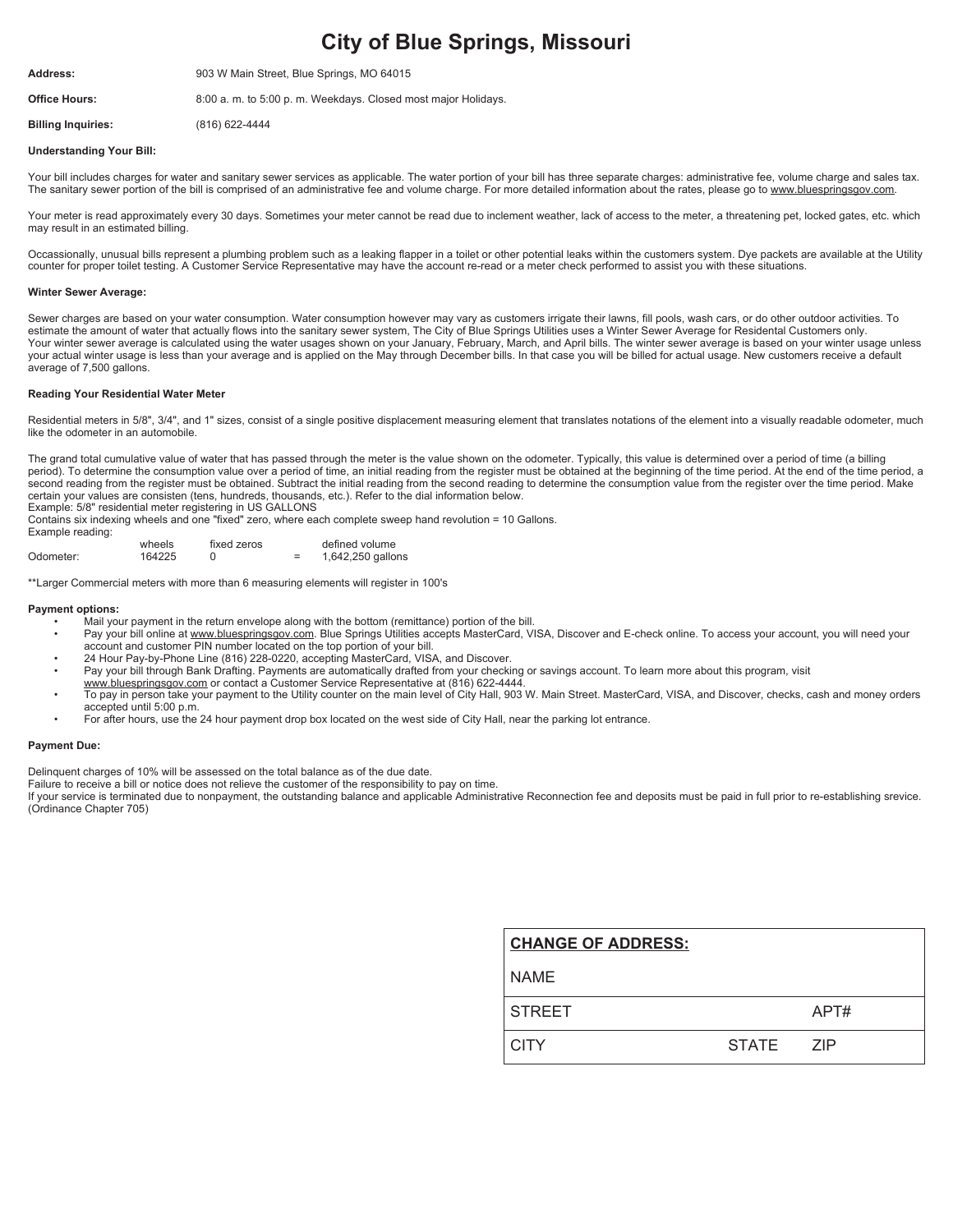# City of Blue Springs, Missouri

**Address:** 903 W Main Street, Blue Springs, MO 64015

**Office Hours:** 8:00 a. m. to 5:00 p. m. Weekdays. Closed most major Holidays.

**Billing Inquiries:** (816) 622-4444

**Understanding Your Bill:**

Your bill includes charges for water and sanitary sewer services as applicable. The water portion of your bill has three separate charges: administrative fee, volume charge and sales tax. The sanitary sewer portion of the bill is comprised of an administrative fee and volume charge. For more detailed information about the rates, please go to www.bluespringsgov.com.

Your meter is read approximately every 30 days. Sometimes your meter cannot be read due to inclement weather, lack of access to the meter, a threatening pet, locked gates, etc. which may result in an estimated billing.

Occassionally, unusual bills represent a plumbing problem such as a leaking flapper in a toilet or other potential leaks within the customers system. Dye packets are available at the Utility counter for proper toilet testing. A Customer Service Representative may have the account re-read or a meter check performed to assist you with these situations.

**Winter Sewer Average:**

Sewer charges are based on your water consumption. Water consumption however may vary as customers irrigate their lawns, fill pools, wash cars, or do other outdoor activities. To estimate the amount of water that actually flows into the sanitary sewer system, The City of Blue Springs Utilities uses a Winter Sewer Average for Residental Customers only.
Your winter sewer average is calculated using the water usages shown on your January, February, March, and April bills. The winter sewer average is based on your winter usage unless your actual winter usage is less than your average and is applied on the May through December bills. In that case you will be billed for actual usage. New customers receive a default average of 7,500 gallons.

**Reading Your Residential Water Meter**

Residential meters in 5/8", 3/4", and 1" sizes, consist of a single positive displacement measuring element that translates notations of the element into a visually readable odometer, much like the odometer in an automobile.

The grand total cumulative value of water that has passed through the meter is the value shown on the odometer. Typically, this value is determined over a period of time (a billing period). To determine the consumption value over a period of time, an initial reading from the register must be obtained at the beginning of the time period. At the end of the time period, a second reading from the register must be obtained. Subtract the initial reading from the second reading to determine the consumption value from the register over the time period. Make certain your values are consisten (tens, hundreds, thousands, etc.). Refer to the dial information below.
Example: 5/8" residential meter registering in US GALLONS
Contains six indexing wheels and one "fixed" zero, where each complete sweep hand revolution = 10 Gallons.
Example reading:

| | wheels | fixed zeros | | defined volume |
|---|---|---|---|---|
| Odometer: | 164225 | 0 | = | 1,642,250 gallons |

**Larger Commercial meters with more than 6 measuring elements will register in 100's

**Payment options:**

- Mail your payment in the return envelope along with the bottom (remittance) portion of the bill.
- Pay your bill online at www.bluespringsgov.com. Blue Springs Utilities accepts MasterCard, VISA, Discover and E-check online. To access your account, you will need your account and customer PIN number located on the top portion of your bill.
- 24 Hour Pay-by-Phone Line (816) 228-0220, accepting MasterCard, VISA, and Discover.
- Pay your bill through Bank Drafting. Payments are automatically drafted from your checking or savings account. To learn more about this program, visit www.bluespringsgov.com or contact a Customer Service Representative at (816) 622-4444.
- To pay in person take your payment to the Utility counter on the main level of City Hall, 903 W. Main Street. MasterCard, VISA, and Discover, checks, cash and money orders accepted until 5:00 p.m.
- For after hours, use the 24 hour payment drop box located on the west side of City Hall, near the parking lot entrance.

**Payment Due:**

Delinquent charges of 10% will be assessed on the total balance as of the due date.
Failure to receive a bill or notice does not relieve the customer of the responsibility to pay on time.
If your service is terminated due to nonpayment, the outstanding balance and applicable Administrative Reconnection fee and deposits must be paid in full prior to re-establishing srevice. (Ordinance Chapter 705)

| **CHANGE OF ADDRESS:** | | |
|---|---|---|
| NAME | | |
| STREET | | APT# |
| CITY | STATE | ZIP |